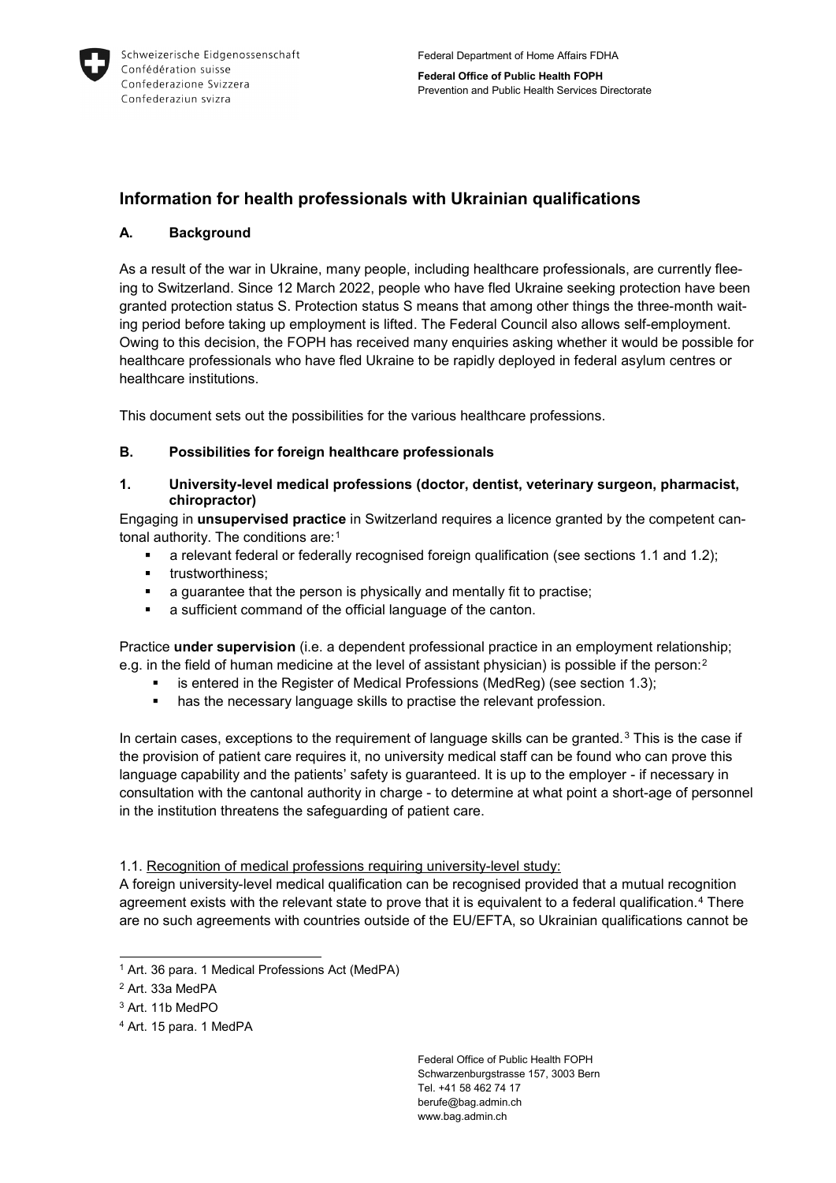Schweizerische Eidgenossenschaft
Confédération suisse
Confederazione Svizzera
Confederaziun svizra

Federal Department of Home Affairs FDHA

**Federal Office of Public Health FOPH**
Prevention and Public Health Services Directorate

# Information for health professionals with Ukrainian qualifications

## A. Background

As a result of the war in Ukraine, many people, including healthcare professionals, are currently fleeing to Switzerland. Since 12 March 2022, people who have fled Ukraine seeking protection have been granted protection status S. Protection status S means that among other things the three-month waiting period before taking up employment is lifted. The Federal Council also allows self-employment. Owing to this decision, the FOPH has received many enquiries asking whether it would be possible for healthcare professionals who have fled Ukraine to be rapidly deployed in federal asylum centres or healthcare institutions.

This document sets out the possibilities for the various healthcare professions.

## B. Possibilities for foreign healthcare professionals

### 1. University-level medical professions (doctor, dentist, veterinary surgeon, pharmacist, chiropractor)

Engaging in **unsupervised practice** in Switzerland requires a licence granted by the competent cantonal authority. The conditions are:[1]

- a relevant federal or federally recognised foreign qualification (see sections 1.1 and 1.2);
- trustworthiness;
- a guarantee that the person is physically and mentally fit to practise;
- a sufficient command of the official language of the canton.

Practice **under supervision** (i.e. a dependent professional practice in an employment relationship; e.g. in the field of human medicine at the level of assistant physician) is possible if the person:[2]

- is entered in the Register of Medical Professions (MedReg) (see section 1.3);
- has the necessary language skills to practise the relevant profession.

In certain cases, exceptions to the requirement of language skills can be granted.[3] This is the case if the provision of patient care requires it, no university medical staff can be found who can prove this language capability and the patients' safety is guaranteed. It is up to the employer - if necessary in consultation with the cantonal authority in charge - to determine at what point a short-age of personnel in the institution threatens the safeguarding of patient care.

1.1. Recognition of medical professions requiring university-level study:

A foreign university-level medical qualification can be recognised provided that a mutual recognition agreement exists with the relevant state to prove that it is equivalent to a federal qualification.[4] There are no such agreements with countries outside of the EU/EFTA, so Ukrainian qualifications cannot be

[1] Art. 36 para. 1 Medical Professions Act (MedPA)

[2] Art. 33a MedPA

[3] Art. 11b MedPO

[4] Art. 15 para. 1 MedPA

Federal Office of Public Health FOPH
Schwarzenburgstrasse 157, 3003 Bern
Tel. +41 58 462 74 17
berufe@bag.admin.ch
www.bag.admin.ch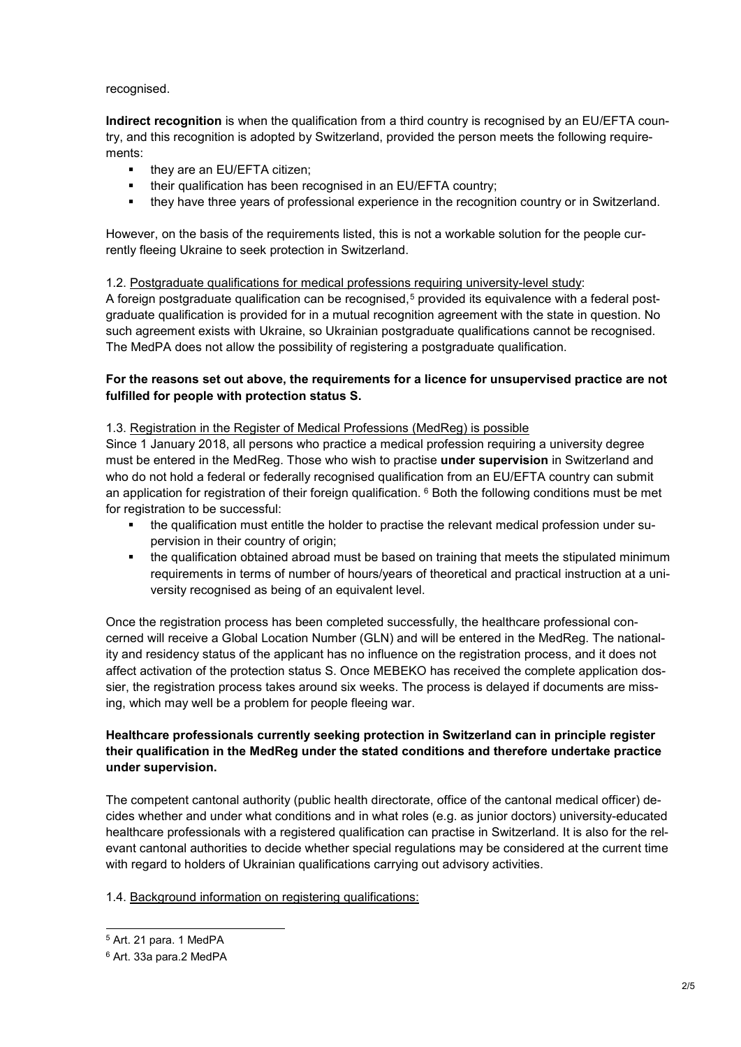recognised.

**Indirect recognition** is when the qualification from a third country is recognised by an EU/EFTA country, and this recognition is adopted by Switzerland, provided the person meets the following requirements:

- they are an EU/EFTA citizen;
- their qualification has been recognised in an EU/EFTA country;
- they have three years of professional experience in the recognition country or in Switzerland.

However, on the basis of the requirements listed, this is not a workable solution for the people currently fleeing Ukraine to seek protection in Switzerland.

1.2. Postgraduate qualifications for medical professions requiring university-level study:
A foreign postgraduate qualification can be recognised,[5] provided its equivalence with a federal postgraduate qualification is provided for in a mutual recognition agreement with the state in question. No such agreement exists with Ukraine, so Ukrainian postgraduate qualifications cannot be recognised. The MedPA does not allow the possibility of registering a postgraduate qualification.

**For the reasons set out above, the requirements for a licence for unsupervised practice are not fulfilled for people with protection status S.**

1.3. Registration in the Register of Medical Professions (MedReg) is possible
Since 1 January 2018, all persons who practice a medical profession requiring a university degree must be entered in the MedReg. Those who wish to practise **under supervision** in Switzerland and who do not hold a federal or federally recognised qualification from an EU/EFTA country can submit an application for registration of their foreign qualification. [6] Both the following conditions must be met for registration to be successful:

- the qualification must entitle the holder to practise the relevant medical profession under supervision in their country of origin;
- the qualification obtained abroad must be based on training that meets the stipulated minimum requirements in terms of number of hours/years of theoretical and practical instruction at a university recognised as being of an equivalent level.

Once the registration process has been completed successfully, the healthcare professional concerned will receive a Global Location Number (GLN) and will be entered in the MedReg. The nationality and residency status of the applicant has no influence on the registration process, and it does not affect activation of the protection status S. Once MEBEKO has received the complete application dossier, the registration process takes around six weeks. The process is delayed if documents are missing, which may well be a problem for people fleeing war.

**Healthcare professionals currently seeking protection in Switzerland can in principle register their qualification in the MedReg under the stated conditions and therefore undertake practice under supervision.**

The competent cantonal authority (public health directorate, office of the cantonal medical officer) decides whether and under what conditions and in what roles (e.g. as junior doctors) university-educated healthcare professionals with a registered qualification can practise in Switzerland. It is also for the relevant cantonal authorities to decide whether special regulations may be considered at the current time with regard to holders of Ukrainian qualifications carrying out advisory activities.

1.4. Background information on registering qualifications:

---

[5] Art. 21 para. 1 MedPA

[6] Art. 33a para.2 MedPA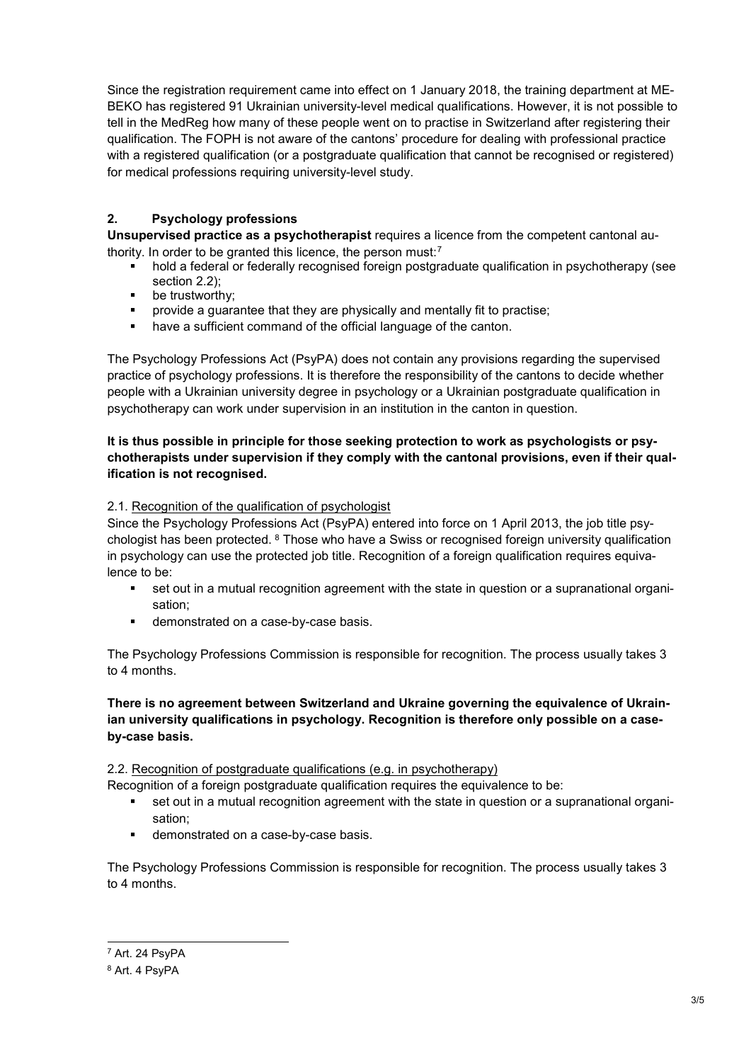Since the registration requirement came into effect on 1 January 2018, the training department at MEBEKO has registered 91 Ukrainian university-level medical qualifications. However, it is not possible to tell in the MedReg how many of these people went on to practise in Switzerland after registering their qualification. The FOPH is not aware of the cantons' procedure for dealing with professional practice with a registered qualification (or a postgraduate qualification that cannot be recognised or registered) for medical professions requiring university-level study.

## 2. Psychology professions

**Unsupervised practice as a psychotherapist** requires a licence from the competent cantonal authority. In order to be granted this licence, the person must:[7]

- hold a federal or federally recognised foreign postgraduate qualification in psychotherapy (see section 2.2);
- be trustworthy;
- provide a guarantee that they are physically and mentally fit to practise;
- have a sufficient command of the official language of the canton.

The Psychology Professions Act (PsyPA) does not contain any provisions regarding the supervised practice of psychology professions. It is therefore the responsibility of the cantons to decide whether people with a Ukrainian university degree in psychology or a Ukrainian postgraduate qualification in psychotherapy can work under supervision in an institution in the canton in question.

**It is thus possible in principle for those seeking protection to work as psychologists or psychotherapists under supervision if they comply with the cantonal provisions, even if their qualification is not recognised.**

### 2.1. Recognition of the qualification of psychologist

Since the Psychology Professions Act (PsyPA) entered into force on 1 April 2013, the job title psychologist has been protected. [8] Those who have a Swiss or recognised foreign university qualification in psychology can use the protected job title. Recognition of a foreign qualification requires equivalence to be:

- set out in a mutual recognition agreement with the state in question or a supranational organisation;
- demonstrated on a case-by-case basis.

The Psychology Professions Commission is responsible for recognition. The process usually takes 3 to 4 months.

**There is no agreement between Switzerland and Ukraine governing the equivalence of Ukrainian university qualifications in psychology. Recognition is therefore only possible on a case-by-case basis.**

### 2.2. Recognition of postgraduate qualifications (e.g. in psychotherapy)

Recognition of a foreign postgraduate qualification requires the equivalence to be:

- set out in a mutual recognition agreement with the state in question or a supranational organisation;
- demonstrated on a case-by-case basis.

The Psychology Professions Commission is responsible for recognition. The process usually takes 3 to 4 months.

---

[7] Art. 24 PsyPA

[8] Art. 4 PsyPA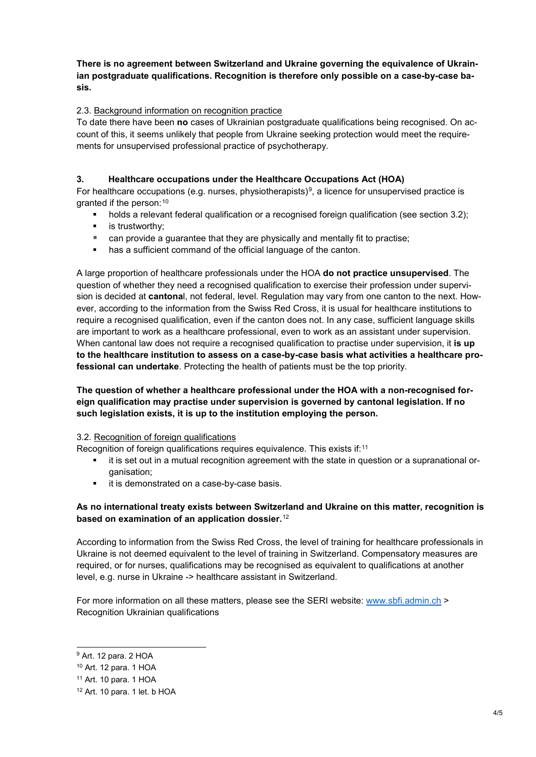**There is no agreement between Switzerland and Ukraine governing the equivalence of Ukrainian postgraduate qualifications. Recognition is therefore only possible on a case-by-case basis.**

2.3. Background information on recognition practice

To date there have been **no** cases of Ukrainian postgraduate qualifications being recognised. On account of this, it seems unlikely that people from Ukraine seeking protection would meet the requirements for unsupervised professional practice of psychotherapy.

## 3. Healthcare occupations under the Healthcare Occupations Act (HOA)

For healthcare occupations (e.g. nurses, physiotherapists)[9], a licence for unsupervised practice is granted if the person:[10]

- holds a relevant federal qualification or a recognised foreign qualification (see section 3.2);
- is trustworthy;
- can provide a guarantee that they are physically and mentally fit to practise;
- has a sufficient command of the official language of the canton.

A large proportion of healthcare professionals under the HOA **do not practice unsupervised**. The question of whether they need a recognised qualification to exercise their profession under supervision is decided at **cantona**l, not federal, level. Regulation may vary from one canton to the next. However, according to the information from the Swiss Red Cross, it is usual for healthcare institutions to require a recognised qualification, even if the canton does not. In any case, sufficient language skills are important to work as a healthcare professional, even to work as an assistant under supervision. When cantonal law does not require a recognised qualification to practise under supervision, it **is up to the healthcare institution to assess on a case-by-case basis what activities a healthcare professional can undertake**. Protecting the health of patients must be the top priority.

**The question of whether a healthcare professional under the HOA with a non-recognised foreign qualification may practise under supervision is governed by cantonal legislation. If no such legislation exists, it is up to the institution employing the person.**

3.2. Recognition of foreign qualifications

Recognition of foreign qualifications requires equivalence. This exists if:[11]

- it is set out in a mutual recognition agreement with the state in question or a supranational organisation;
- it is demonstrated on a case-by-case basis.

**As no international treaty exists between Switzerland and Ukraine on this matter, recognition is based on examination of an application dossier.**[12]

According to information from the Swiss Red Cross, the level of training for healthcare professionals in Ukraine is not deemed equivalent to the level of training in Switzerland. Compensatory measures are required, or for nurses, qualifications may be recognised as equivalent to qualifications at another level, e.g. nurse in Ukraine -> healthcare assistant in Switzerland.

For more information on all these matters, please see the SERI website: www.sbfi.admin.ch > Recognition Ukrainian qualifications

---

[9] Art. 12 para. 2 HOA

[10] Art. 12 para. 1 HOA

[11] Art. 10 para. 1 HOA

[12] Art. 10 para. 1 let. b HOA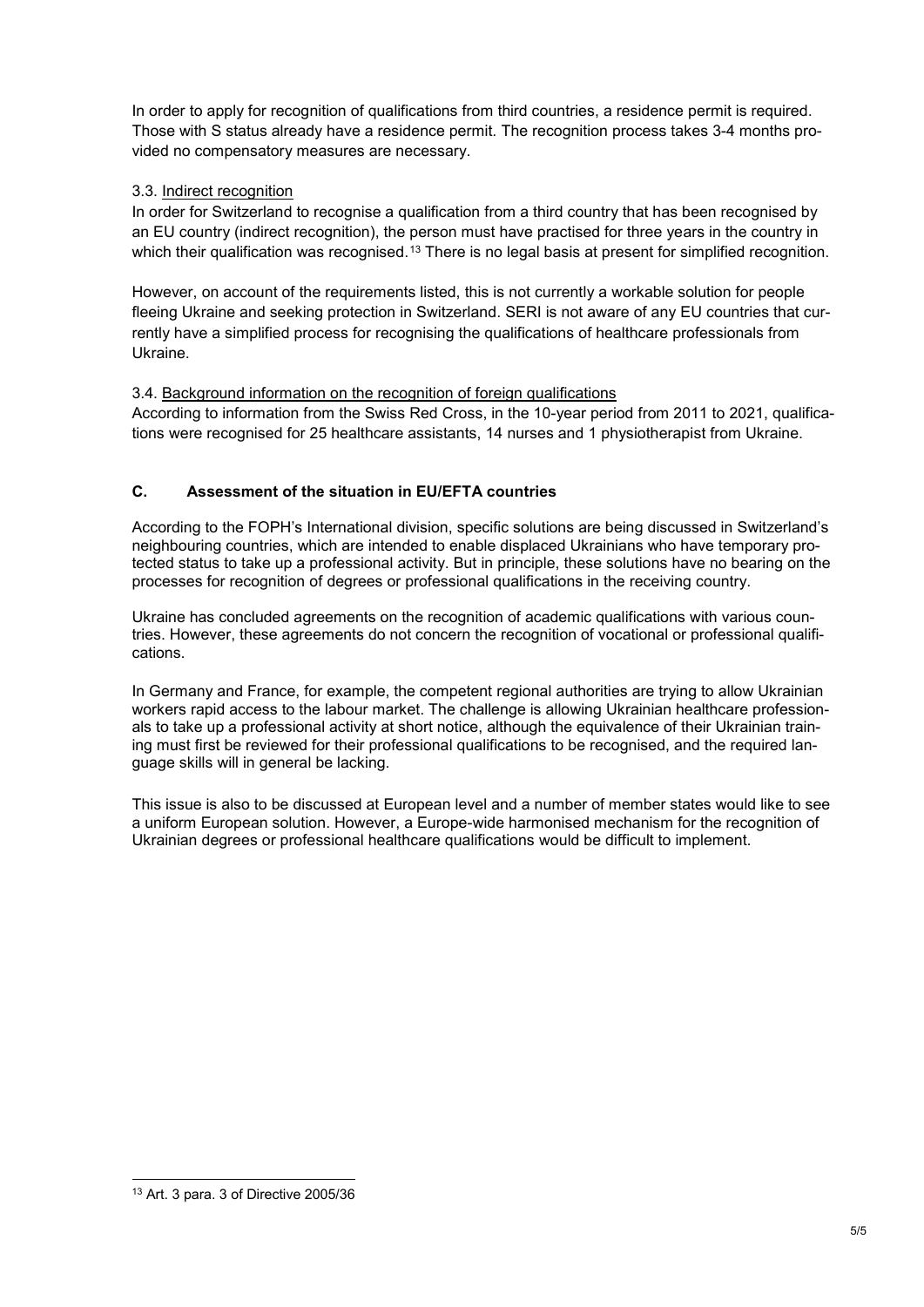In order to apply for recognition of qualifications from third countries, a residence permit is required. Those with S status already have a residence permit. The recognition process takes 3-4 months provided no compensatory measures are necessary.

### 3.3. Indirect recognition

In order for Switzerland to recognise a qualification from a third country that has been recognised by an EU country (indirect recognition), the person must have practised for three years in the country in which their qualification was recognised.[13] There is no legal basis at present for simplified recognition.

However, on account of the requirements listed, this is not currently a workable solution for people fleeing Ukraine and seeking protection in Switzerland. SERI is not aware of any EU countries that currently have a simplified process for recognising the qualifications of healthcare professionals from Ukraine.

### 3.4. Background information on the recognition of foreign qualifications

According to information from the Swiss Red Cross, in the 10-year period from 2011 to 2021, qualifications were recognised for 25 healthcare assistants, 14 nurses and 1 physiotherapist from Ukraine.

## C. Assessment of the situation in EU/EFTA countries

According to the FOPH's International division, specific solutions are being discussed in Switzerland's neighbouring countries, which are intended to enable displaced Ukrainians who have temporary protected status to take up a professional activity. But in principle, these solutions have no bearing on the processes for recognition of degrees or professional qualifications in the receiving country.

Ukraine has concluded agreements on the recognition of academic qualifications with various countries. However, these agreements do not concern the recognition of vocational or professional qualifications.

In Germany and France, for example, the competent regional authorities are trying to allow Ukrainian workers rapid access to the labour market. The challenge is allowing Ukrainian healthcare professionals to take up a professional activity at short notice, although the equivalence of their Ukrainian training must first be reviewed for their professional qualifications to be recognised, and the required language skills will in general be lacking.

This issue is also to be discussed at European level and a number of member states would like to see a uniform European solution. However, a Europe-wide harmonised mechanism for the recognition of Ukrainian degrees or professional healthcare qualifications would be difficult to implement.

---

[13] Art. 3 para. 3 of Directive 2005/36